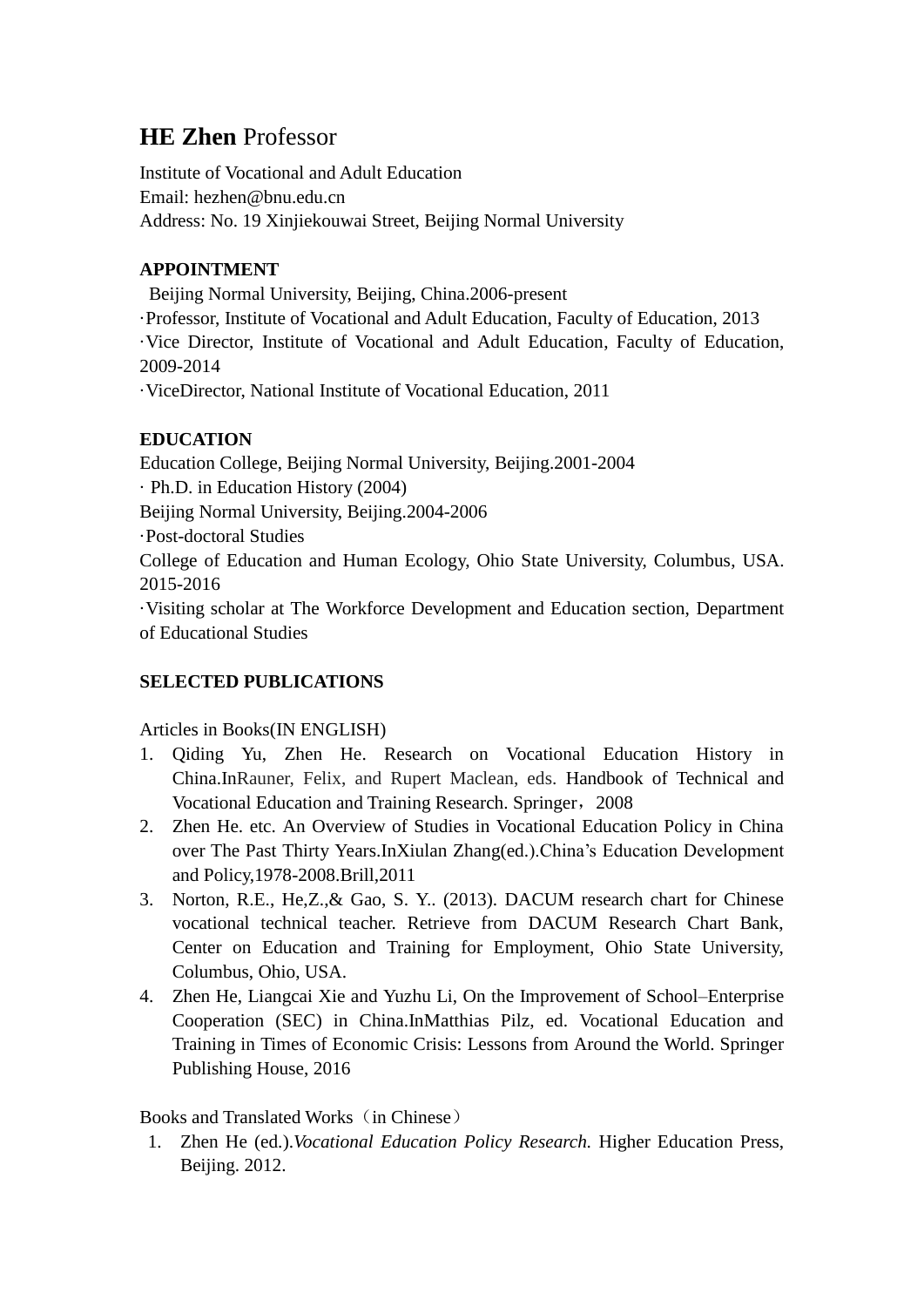# **HE Zhen** Professor

Institute of Vocational and Adult Education
Email: hezhen@bnu.edu.cn
Address: No. 19 Xinjiekouwai Street, Beijing Normal University

## APPOINTMENT

Beijing Normal University, Beijing, China.2006-present

·Professor, Institute of Vocational and Adult Education, Faculty of Education, 2013

·Vice Director, Institute of Vocational and Adult Education, Faculty of Education, 2009-2014

·ViceDirector, National Institute of Vocational Education, 2011

## EDUCATION

Education College, Beijing Normal University, Beijing.2001-2004

· Ph.D. in Education History (2004)

Beijing Normal University, Beijing.2004-2006

·Post-doctoral Studies

College of Education and Human Ecology, Ohio State University, Columbus, USA. 2015-2016

·Visiting scholar at The Workforce Development and Education section, Department of Educational Studies

## SELECTED PUBLICATIONS

Articles in Books(IN ENGLISH)

1. Qiding Yu, Zhen He. Research on Vocational Education History in China.InRauner, Felix, and Rupert Maclean, eds. Handbook of Technical and Vocational Education and Training Research. Springer，2008
2. Zhen He. etc. An Overview of Studies in Vocational Education Policy in China over The Past Thirty Years.InXiulan Zhang(ed.).China's Education Development and Policy,1978-2008.Brill,2011
3. Norton, R.E., He,Z.,& Gao, S. Y.. (2013). DACUM research chart for Chinese vocational technical teacher. Retrieve from DACUM Research Chart Bank, Center on Education and Training for Employment, Ohio State University, Columbus, Ohio, USA.
4. Zhen He, Liangcai Xie and Yuzhu Li, On the Improvement of School–Enterprise Cooperation (SEC) in China.InMatthias Pilz, ed. Vocational Education and Training in Times of Economic Crisis: Lessons from Around the World. Springer Publishing House, 2016

Books and Translated Works（in Chinese）

1. Zhen He (ed.).*Vocational Education Policy Research.* Higher Education Press, Beijing. 2012.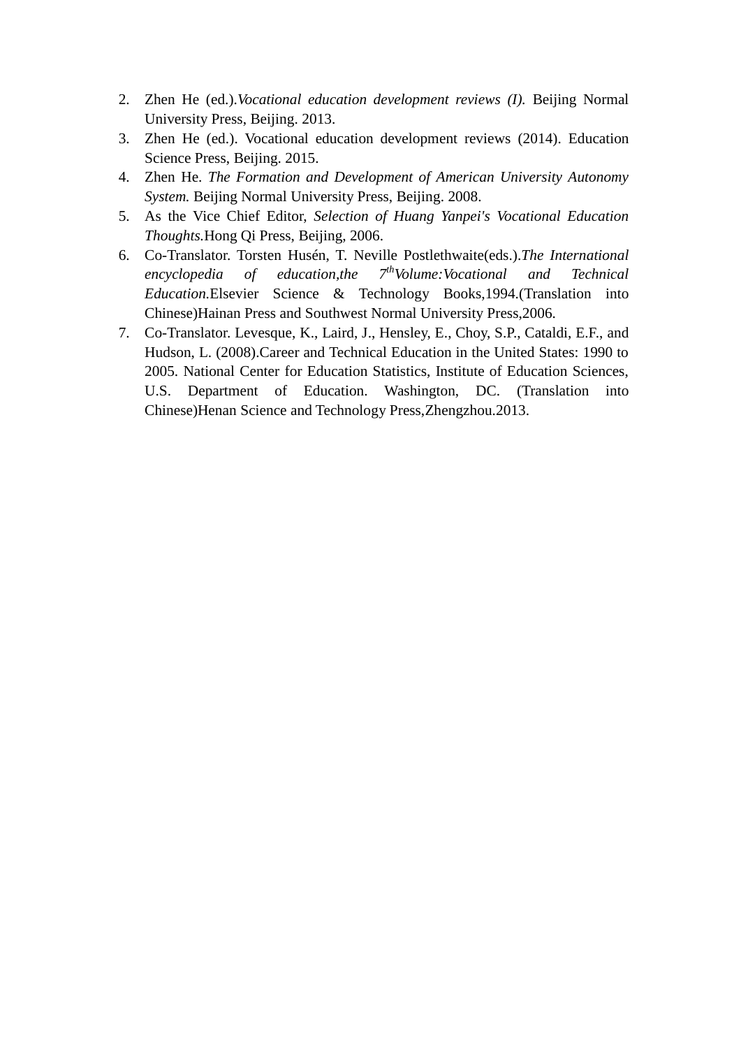2. Zhen He (ed.).*Vocational education development reviews (I).* Beijing Normal University Press, Beijing. 2013.
3. Zhen He (ed.). Vocational education development reviews (2014). Education Science Press, Beijing. 2015.
4. Zhen He. *The Formation and Development of American University Autonomy System.* Beijing Normal University Press, Beijing. 2008.
5. As the Vice Chief Editor, *Selection of Huang Yanpei's Vocational Education Thoughts.*Hong Qi Press, Beijing, 2006.
6. Co-Translator. Torsten Husén, T. Neville Postlethwaite(eds.).*The International encyclopedia of education,the 7th Volume:Vocational and Technical Education.*Elsevier Science & Technology Books,1994.(Translation into Chinese)Hainan Press and Southwest Normal University Press,2006.
7. Co-Translator. Levesque, K., Laird, J., Hensley, E., Choy, S.P., Cataldi, E.F., and Hudson, L. (2008).Career and Technical Education in the United States: 1990 to 2005. National Center for Education Statistics, Institute of Education Sciences, U.S. Department of Education. Washington, DC. (Translation into Chinese)Henan Science and Technology Press,Zhengzhou.2013.